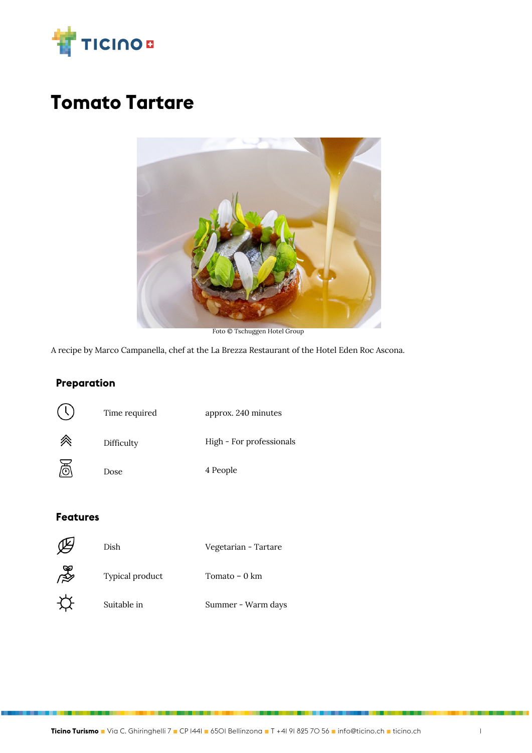# Tomato Tartare

Foto © Tschuggen Hotel Group

A recipe by Marco Campanella, chef at the La Brezza Restaurant of the Hotel Eden Roc Ascona.

## Preparation

| | | |
|---|---|---|
| Time required | approx. 240 minutes |
| Difficulty | High - For professionals |
| Dose | 4 People |

## Features

| | |
|---|---|
| Dish | Vegetarian - Tartare |
| Typical product | Tomato – 0 km |
| Suitable in | Summer - Warm days |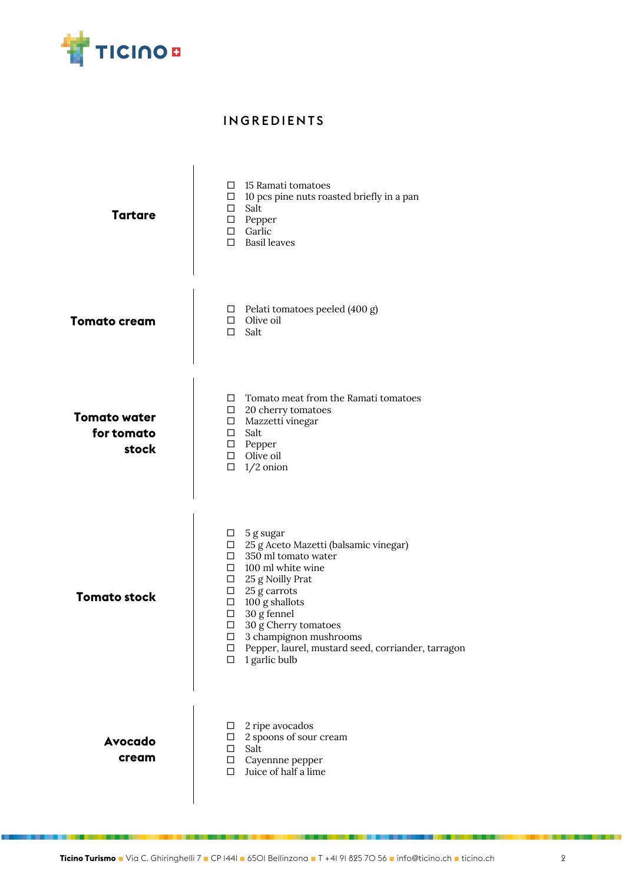## INGREDIENTS

### Tartare

- ☐ 15 Ramati tomatoes
- ☐ 10 pcs pine nuts roasted briefly in a pan
- ☐ Salt
- ☐ Pepper
- ☐ Garlic
- ☐ Basil leaves

### Tomato cream

- ☐ Pelati tomatoes peeled (400 g)
- ☐ Olive oil
- ☐ Salt

### Tomato water for tomato stock

- ☐ Tomato meat from the Ramati tomatoes
- ☐ 20 cherry tomatoes
- ☐ Mazzetti vinegar
- ☐ Salt
- ☐ Pepper
- ☐ Olive oil
- ☐ 1/2 onion

### Tomato stock

- ☐ 5 g sugar
- ☐ 25 g Aceto Mazetti (balsamic vinegar)
- ☐ 350 ml tomato water
- ☐ 100 ml white wine
- ☐ 25 g Noilly Prat
- ☐ 25 g carrots
- ☐ 100 g shallots
- ☐ 30 g fennel
- ☐ 30 g Cherry tomatoes
- ☐ 3 champignon mushrooms
- ☐ Pepper, laurel, mustard seed, corriander, tarragon
- ☐ 1 garlic bulb

### Avocado cream

- ☐ 2 ripe avocados
- ☐ 2 spoons of sour cream
- ☐ Salt
- ☐ Cayennne pepper
- ☐ Juice of half a lime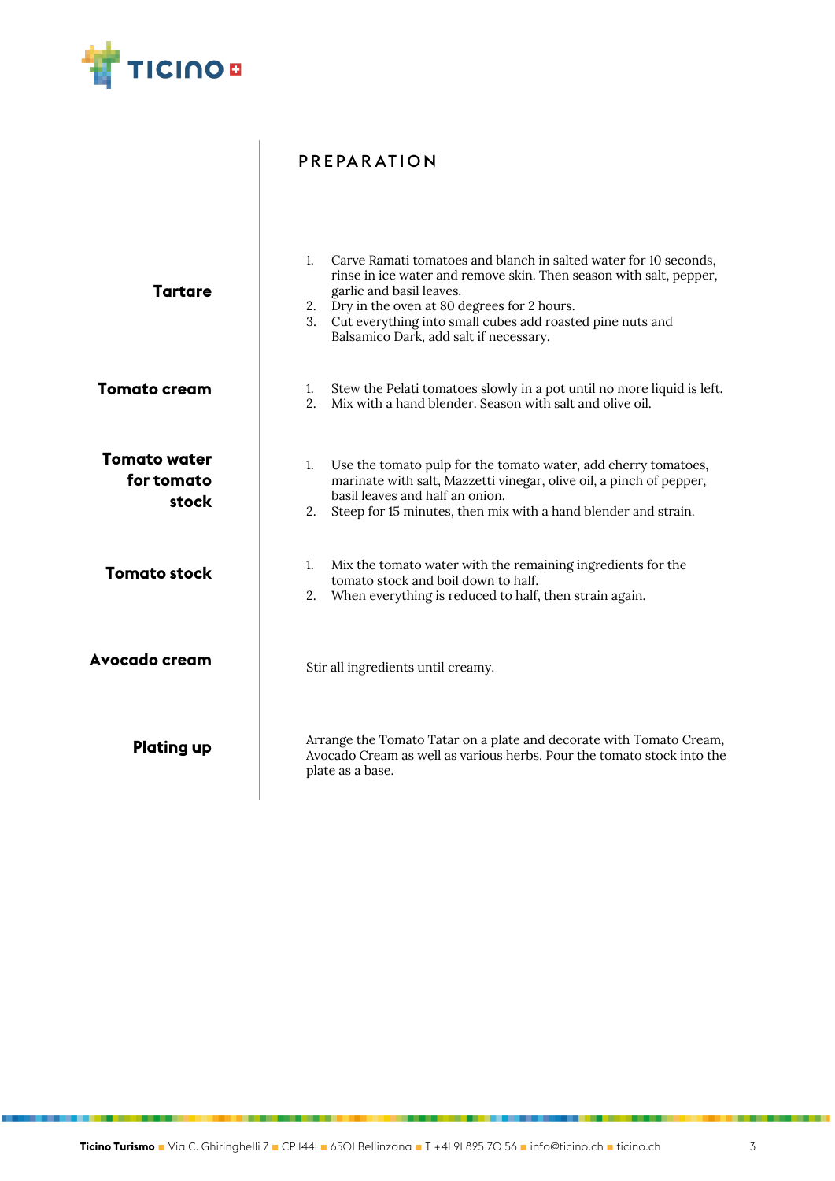## PREPARATION

### Tartare

1. Carve Ramati tomatoes and blanch in salted water for 10 seconds, rinse in ice water and remove skin. Then season with salt, pepper, garlic and basil leaves.
2. Dry in the oven at 80 degrees for 2 hours.
3. Cut everything into small cubes add roasted pine nuts and Balsamico Dark, add salt if necessary.

### Tomato cream

1. Stew the Pelati tomatoes slowly in a pot until no more liquid is left.
2. Mix with a hand blender. Season with salt and olive oil.

### Tomato water for tomato stock

1. Use the tomato pulp for the tomato water, add cherry tomatoes, marinate with salt, Mazzetti vinegar, olive oil, a pinch of pepper, basil leaves and half an onion.
2. Steep for 15 minutes, then mix with a hand blender and strain.

### Tomato stock

1. Mix the tomato water with the remaining ingredients for the tomato stock and boil down to half.
2. When everything is reduced to half, then strain again.

### Avocado cream

Stir all ingredients until creamy.

### Plating up

Arrange the Tomato Tatar on a plate and decorate with Tomato Cream, Avocado Cream as well as various herbs. Pour the tomato stock into the plate as a base.